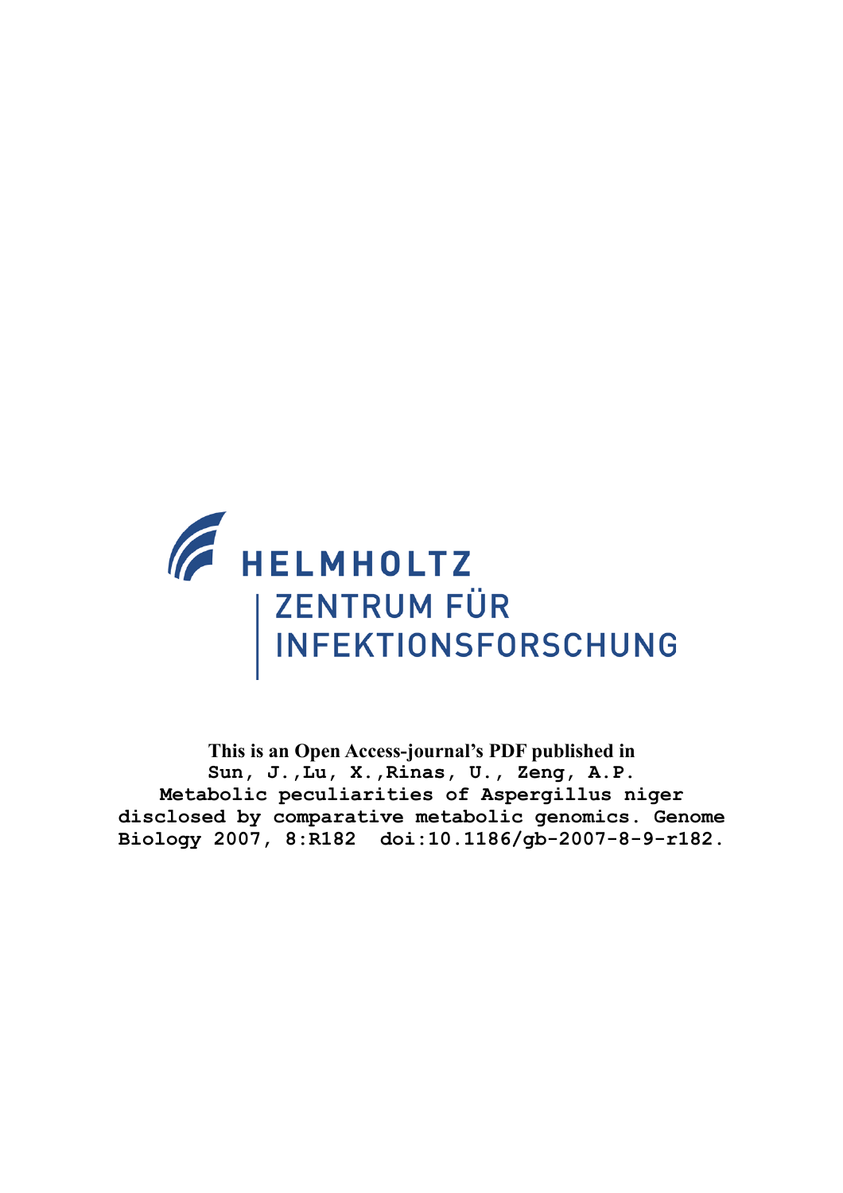HELMHOLTZ
ZENTRUM FÜR
INFEKTIONSFORSCHUNG

**This is an Open Access-journal's PDF published in**
**Sun, J.,Lu, X.,Rinas, U., Zeng, A.P.**
**Metabolic peculiarities of Aspergillus niger disclosed by comparative metabolic genomics. Genome Biology 2007, 8:R182 doi:10.1186/gb-2007-8-9-r182.**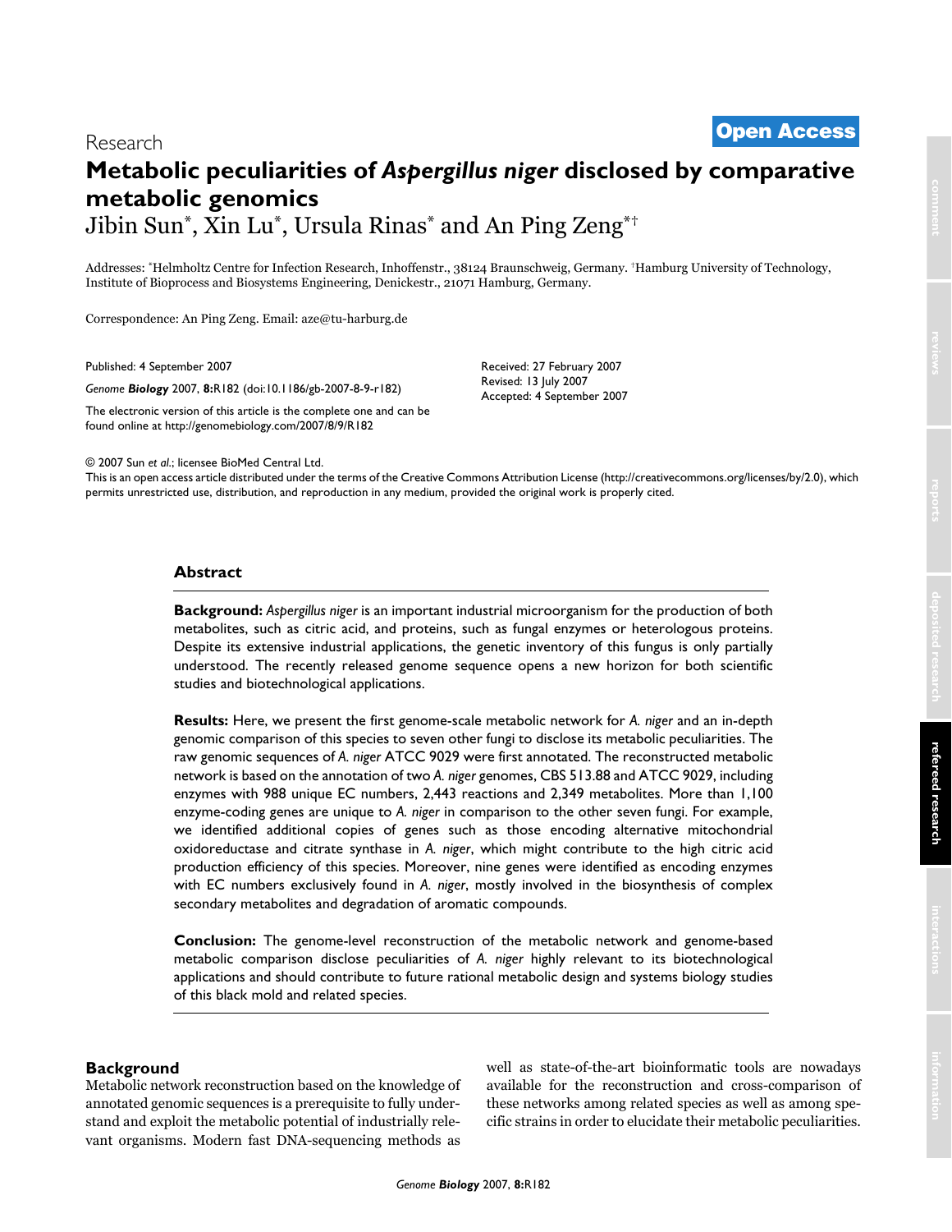Research

**Open Access**

# Metabolic peculiarities of *Aspergillus niger* disclosed by comparative metabolic genomics

Jibin Sun*, Xin Lu*, Ursula Rinas* and An Ping Zeng*†

Addresses: *Helmholtz Centre for Infection Research, Inhoffenstr., 38124 Braunschweig, Germany. †Hamburg University of Technology, Institute of Bioprocess and Biosystems Engineering, Denickestr., 21071 Hamburg, Germany.

Correspondence: An Ping Zeng. Email: aze@tu-harburg.de

Published: 4 September 2007

*Genome* ***Biology*** 2007, **8:**R182 (doi:10.1186/gb-2007-8-9-r182)

The electronic version of this article is the complete one and can be found online at http://genomebiology.com/2007/8/9/R182

Received: 27 February 2007
Revised: 13 July 2007
Accepted: 4 September 2007

© 2007 Sun *et al*.; licensee BioMed Central Ltd.
This is an open access article distributed under the terms of the Creative Commons Attribution License (http://creativecommons.org/licenses/by/2.0), which permits unrestricted use, distribution, and reproduction in any medium, provided the original work is properly cited.

## Abstract

**Background:** *Aspergillus niger* is an important industrial microorganism for the production of both metabolites, such as citric acid, and proteins, such as fungal enzymes or heterologous proteins. Despite its extensive industrial applications, the genetic inventory of this fungus is only partially understood. The recently released genome sequence opens a new horizon for both scientific studies and biotechnological applications.

**Results:** Here, we present the first genome-scale metabolic network for *A. niger* and an in-depth genomic comparison of this species to seven other fungi to disclose its metabolic peculiarities. The raw genomic sequences of *A. niger* ATCC 9029 were first annotated. The reconstructed metabolic network is based on the annotation of two *A. niger* genomes, CBS 513.88 and ATCC 9029, including enzymes with 988 unique EC numbers, 2,443 reactions and 2,349 metabolites. More than 1,100 enzyme-coding genes are unique to *A. niger* in comparison to the other seven fungi. For example, we identified additional copies of genes such as those encoding alternative mitochondrial oxidoreductase and citrate synthase in *A. niger*, which might contribute to the high citric acid production efficiency of this species. Moreover, nine genes were identified as encoding enzymes with EC numbers exclusively found in *A. niger*, mostly involved in the biosynthesis of complex secondary metabolites and degradation of aromatic compounds.

**Conclusion:** The genome-level reconstruction of the metabolic network and genome-based metabolic comparison disclose peculiarities of *A. niger* highly relevant to its biotechnological applications and should contribute to future rational metabolic design and systems biology studies of this black mold and related species.

## Background

Metabolic network reconstruction based on the knowledge of annotated genomic sequences is a prerequisite to fully understand and exploit the metabolic potential of industrially relevant organisms. Modern fast DNA-sequencing methods as well as state-of-the-art bioinformatic tools are nowadays available for the reconstruction and cross-comparison of these networks among related species as well as among specific strains in order to elucidate their metabolic peculiarities.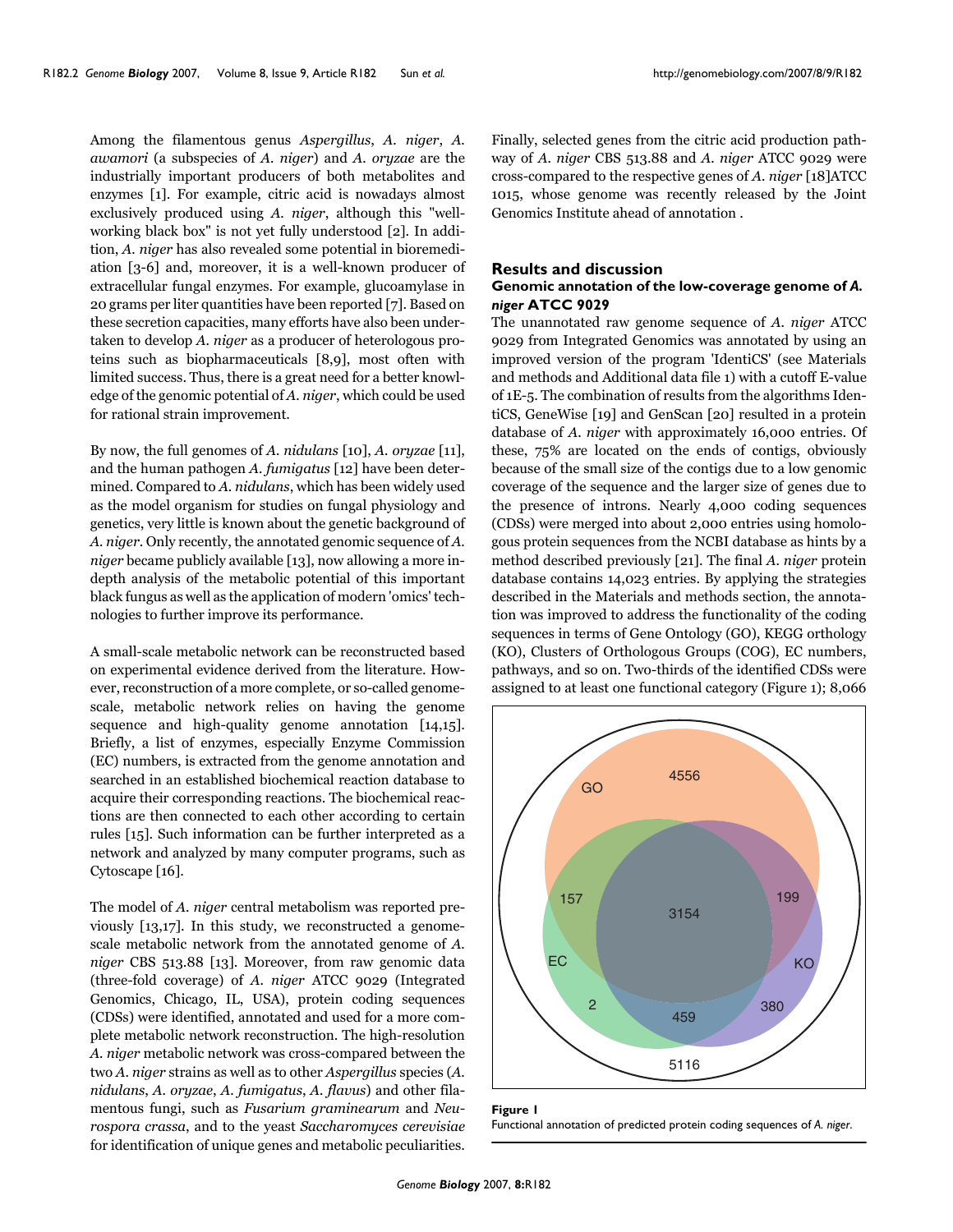Among the filamentous genus *Aspergillus*, *A. niger*, *A. awamori* (a subspecies of *A. niger*) and *A. oryzae* are the industrially important producers of both metabolites and enzymes [1]. For example, citric acid is nowadays almost exclusively produced using *A. niger*, although this "well-working black box" is not yet fully understood [2]. In addition, *A. niger* has also revealed some potential in bioremediation [3-6] and, moreover, it is a well-known producer of extracellular fungal enzymes. For example, glucoamylase in 20 grams per liter quantities have been reported [7]. Based on these secretion capacities, many efforts have also been undertaken to develop *A. niger* as a producer of heterologous proteins such as biopharmaceuticals [8,9], most often with limited success. Thus, there is a great need for a better knowledge of the genomic potential of *A. niger*, which could be used for rational strain improvement.

By now, the full genomes of *A. nidulans* [10], *A. oryzae* [11], and the human pathogen *A. fumigatus* [12] have been determined. Compared to *A. nidulans*, which has been widely used as the model organism for studies on fungal physiology and genetics, very little is known about the genetic background of *A. niger*. Only recently, the annotated genomic sequence of *A. niger* became publicly available [13], now allowing a more in-depth analysis of the metabolic potential of this important black fungus as well as the application of modern 'omics' technologies to further improve its performance.

A small-scale metabolic network can be reconstructed based on experimental evidence derived from the literature. However, reconstruction of a more complete, or so-called genome-scale, metabolic network relies on having the genome sequence and high-quality genome annotation [14,15]. Briefly, a list of enzymes, especially Enzyme Commission (EC) numbers, is extracted from the genome annotation and searched in an established biochemical reaction database to acquire their corresponding reactions. The biochemical reactions are then connected to each other according to certain rules [15]. Such information can be further interpreted as a network and analyzed by many computer programs, such as Cytoscape [16].

The model of *A. niger* central metabolism was reported previously [13,17]. In this study, we reconstructed a genome-scale metabolic network from the annotated genome of *A. niger* CBS 513.88 [13]. Moreover, from raw genomic data (three-fold coverage) of *A. niger* ATCC 9029 (Integrated Genomics, Chicago, IL, USA), protein coding sequences (CDSs) were identified, annotated and used for a more complete metabolic network reconstruction. The high-resolution *A. niger* metabolic network was cross-compared between the two *A. niger* strains as well as to other *Aspergillus* species (*A. nidulans*, *A. oryzae*, *A. fumigatus*, *A. flavus*) and other filamentous fungi, such as *Fusarium graminearum* and *Neurospora crassa*, and to the yeast *Saccharomyces cerevisiae* for identification of unique genes and metabolic peculiarities. Finally, selected genes from the citric acid production pathway of *A. niger* CBS 513.88 and *A. niger* ATCC 9029 were cross-compared to the respective genes of *A. niger* [18]ATCC 1015, whose genome was recently released by the Joint Genomics Institute ahead of annotation .

## Results and discussion

### Genomic annotation of the low-coverage genome of *A. niger* ATCC 9029

The unannotated raw genome sequence of *A. niger* ATCC 9029 from Integrated Genomics was annotated by using an improved version of the program 'IdentiCS' (see Materials and methods and Additional data file 1) with a cutoff E-value of 1E-5. The combination of results from the algorithms IdentiCS, GeneWise [19] and GenScan [20] resulted in a protein database of *A. niger* with approximately 16,000 entries. Of these, 75% are located on the ends of contigs, obviously because of the small size of the contigs due to a low genomic coverage of the sequence and the larger size of genes due to the presence of introns. Nearly 4,000 coding sequences (CDSs) were merged into about 2,000 entries using homologous protein sequences from the NCBI database as hints by a method described previously [21]. The final *A. niger* protein database contains 14,023 entries. By applying the strategies described in the Materials and methods section, the annotation was improved to address the functionality of the coding sequences in terms of Gene Ontology (GO), KEGG orthology (KO), Clusters of Orthologous Groups (COG), EC numbers, pathways, and so on. Two-thirds of the identified CDSs were assigned to at least one functional category (Figure 1); 8,066

**Figure 1**
Functional annotation of predicted protein coding sequences of *A. niger*.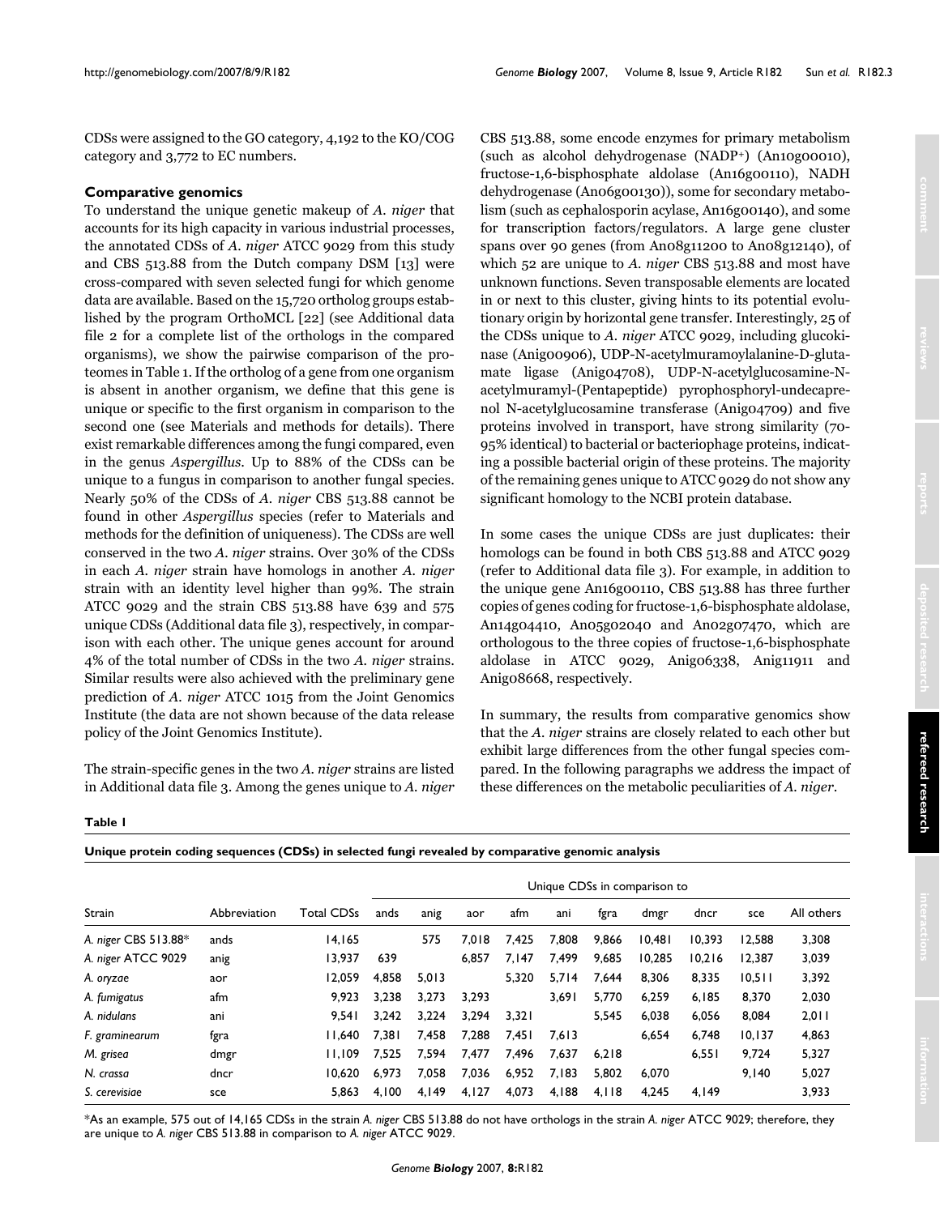CDSs were assigned to the GO category, 4,192 to the KO/COG category and 3,772 to EC numbers.

### Comparative genomics

To understand the unique genetic makeup of *A. niger* that accounts for its high capacity in various industrial processes, the annotated CDSs of *A. niger* ATCC 9029 from this study and CBS 513.88 from the Dutch company DSM [13] were cross-compared with seven selected fungi for which genome data are available. Based on the 15,720 ortholog groups established by the program OrthoMCL [22] (see Additional data file 2 for a complete list of the orthologs in the compared organisms), we show the pairwise comparison of the proteomes in Table 1. If the ortholog of a gene from one organism is absent in another organism, we define that this gene is unique or specific to the first organism in comparison to the second one (see Materials and methods for details). There exist remarkable differences among the fungi compared, even in the genus *Aspergillus*. Up to 88% of the CDSs can be unique to a fungus in comparison to another fungal species. Nearly 50% of the CDSs of *A. niger* CBS 513.88 cannot be found in other *Aspergillus* species (refer to Materials and methods for the definition of uniqueness). The CDSs are well conserved in the two *A. niger* strains. Over 30% of the CDSs in each *A. niger* strain have homologs in another *A. niger* strain with an identity level higher than 99%. The strain ATCC 9029 and the strain CBS 513.88 have 639 and 575 unique CDSs (Additional data file 3), respectively, in comparison with each other. The unique genes account for around 4% of the total number of CDSs in the two *A. niger* strains. Similar results were also achieved with the preliminary gene prediction of *A. niger* ATCC 1015 from the Joint Genomics Institute (the data are not shown because of the data release policy of the Joint Genomics Institute).

The strain-specific genes in the two *A. niger* strains are listed in Additional data file 3. Among the genes unique to *A. niger* CBS 513.88, some encode enzymes for primary metabolism (such as alcohol dehydrogenase (NADP+) (An10g00010), fructose-1,6-bisphosphate aldolase (An16g00110), NADH dehydrogenase (An06g00130)), some for secondary metabolism (such as cephalosporin acylase, An16g00140), and some for transcription factors/regulators. A large gene cluster spans over 90 genes (from An08g11200 to An08g12140), of which 52 are unique to *A. niger* CBS 513.88 and most have unknown functions. Seven transposable elements are located in or next to this cluster, giving hints to its potential evolutionary origin by horizontal gene transfer. Interestingly, 25 of the CDSs unique to *A. niger* ATCC 9029, including glucokinase (Anig00906), UDP-N-acetylmuramoylalanine-D-glutamate ligase (Anig04708), UDP-N-acetylglucosamine-N-acetylmuramyl-(Pentapeptide) pyrophosphoryl-undecaprenol N-acetylglucosamine transferase (Anig04709) and five proteins involved in transport, have strong similarity (70-95% identical) to bacterial or bacteriophage proteins, indicating a possible bacterial origin of these proteins. The majority of the remaining genes unique to ATCC 9029 do not show any significant homology to the NCBI protein database.

In some cases the unique CDSs are just duplicates: their homologs can be found in both CBS 513.88 and ATCC 9029 (refer to Additional data file 3). For example, in addition to the unique gene An16g00110, CBS 513.88 has three further copies of genes coding for fructose-1,6-bisphosphate aldolase, An14g04410, An05g02040 and An02g07470, which are orthologous to the three copies of fructose-1,6-bisphosphate aldolase in ATCC 9029, Anig06338, Anig11911 and Anig08668, respectively.

In summary, the results from comparative genomics show that the *A. niger* strains are closely related to each other but exhibit large differences from the other fungal species compared. In the following paragraphs we address the impact of these differences on the metabolic peculiarities of *A. niger*.

**Table 1**

**Unique protein coding sequences (CDSs) in selected fungi revealed by comparative genomic analysis**

| Strain | Abbreviation | Total CDSs | Unique CDSs in comparison to | | | | | | | | | |
|---|---|---|---|---|---|---|---|---|---|---|---|---|
| | | | ands | anig | aor | afm | ani | fgra | dmgr | dncr | sce | All others |
| *A. niger* CBS 513.88* | ands | 14,165 | | 575 | 7,018 | 7,425 | 7,808 | 9,866 | 10,481 | 10,393 | 12,588 | 3,308 |
| *A. niger* ATCC 9029 | anig | 13,937 | 639 | | 6,857 | 7,147 | 7,499 | 9,685 | 10,285 | 10,216 | 12,387 | 3,039 |
| *A. oryzae* | aor | 12,059 | 4,858 | 5,013 | | 5,320 | 5,714 | 7,644 | 8,306 | 8,335 | 10,511 | 3,392 |
| *A. fumigatus* | afm | 9,923 | 3,238 | 3,273 | 3,293 | | 3,691 | 5,770 | 6,259 | 6,185 | 8,370 | 2,030 |
| *A. nidulans* | ani | 9,541 | 3,242 | 3,224 | 3,294 | 3,321 | | 5,545 | 6,038 | 6,056 | 8,084 | 2,011 |
| *F. graminearum* | fgra | 11,640 | 7,381 | 7,458 | 7,288 | 7,451 | 7,613 | | 6,654 | 6,748 | 10,137 | 4,863 |
| *M. grisea* | dmgr | 11,109 | 7,525 | 7,594 | 7,477 | 7,496 | 7,637 | 6,218 | | 6,551 | 9,724 | 5,327 |
| *N. crassa* | dncr | 10,620 | 6,973 | 7,058 | 7,036 | 6,952 | 7,183 | 5,802 | 6,070 | | 9,140 | 5,027 |
| *S. cerevisiae* | sce | 5,863 | 4,100 | 4,149 | 4,127 | 4,073 | 4,188 | 4,118 | 4,245 | 4,149 | | 3,933 |

*As an example, 575 out of 14,165 CDSs in the strain *A. niger* CBS 513.88 do not have orthologs in the strain *A. niger* ATCC 9029; therefore, they are unique to *A. niger* CBS 513.88 in comparison to *A. niger* ATCC 9029.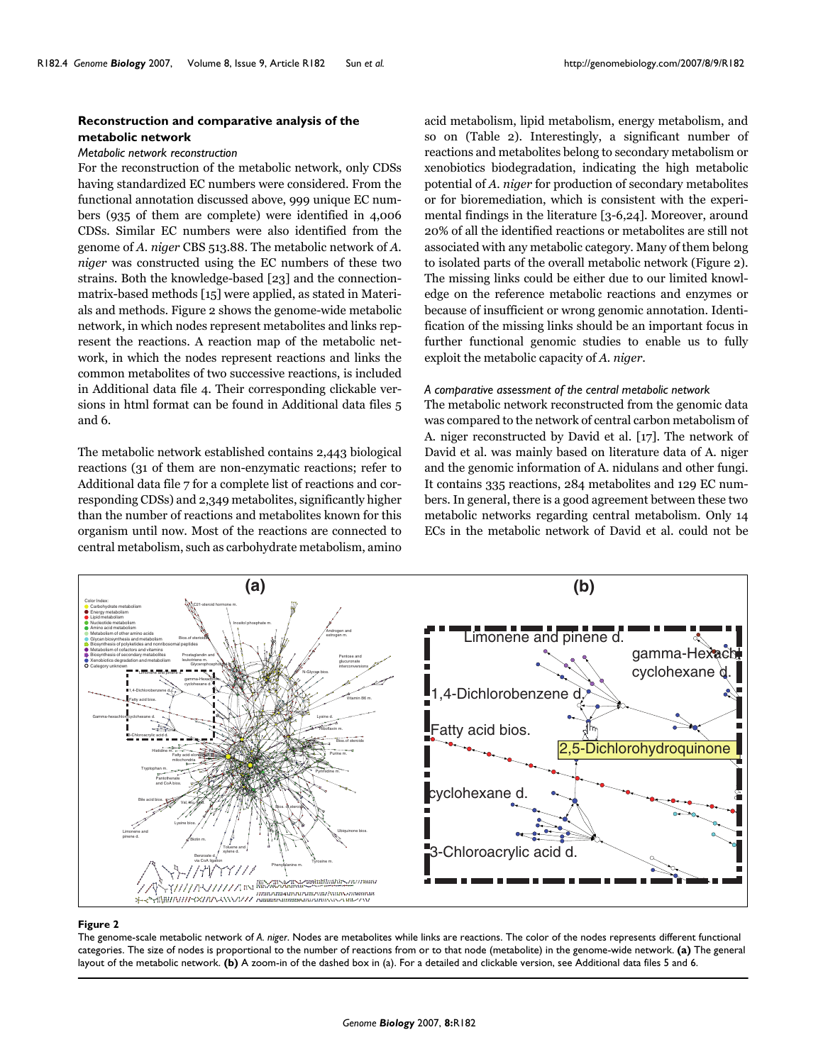## Reconstruction and comparative analysis of the metabolic network

### *Metabolic network reconstruction*

For the reconstruction of the metabolic network, only CDSs having standardized EC numbers were considered. From the functional annotation discussed above, 999 unique EC numbers (935 of them are complete) were identified in 4,006 CDSs. Similar EC numbers were also identified from the genome of *A. niger* CBS 513.88. The metabolic network of *A. niger* was constructed using the EC numbers of these two strains. Both the knowledge-based [23] and the connection-matrix-based methods [15] were applied, as stated in Materials and methods. Figure 2 shows the genome-wide metabolic network, in which nodes represent metabolites and links represent the reactions. A reaction map of the metabolic network, in which the nodes represent reactions and links the common metabolites of two successive reactions, is included in Additional data file 4. Their corresponding clickable versions in html format can be found in Additional data files 5 and 6.

The metabolic network established contains 2,443 biological reactions (31 of them are non-enzymatic reactions; refer to Additional data file 7 for a complete list of reactions and corresponding CDSs) and 2,349 metabolites, significantly higher than the number of reactions and metabolites known for this organism until now. Most of the reactions are connected to central metabolism, such as carbohydrate metabolism, amino acid metabolism, lipid metabolism, energy metabolism, and so on (Table 2). Interestingly, a significant number of reactions and metabolites belong to secondary metabolism or xenobiotics biodegradation, indicating the high metabolic potential of *A. niger* for production of secondary metabolites or for bioremediation, which is consistent with the experimental findings in the literature [3-6,24]. Moreover, around 20% of all the identified reactions or metabolites are still not associated with any metabolic category. Many of them belong to isolated parts of the overall metabolic network (Figure 2). The missing links could be either due to our limited knowledge on the reference metabolic reactions and enzymes or because of insufficient or wrong genomic annotation. Identification of the missing links should be an important focus in further functional genomic studies to enable us to fully exploit the metabolic capacity of *A. niger*.

### *A comparative assessment of the central metabolic network*

The metabolic network reconstructed from the genomic data was compared to the network of central carbon metabolism of A. niger reconstructed by David et al. [17]. The network of David et al. was mainly based on literature data of A. niger and the genomic information of A. nidulans and other fungi. It contains 335 reactions, 284 metabolites and 129 EC numbers. In general, there is a good agreement between these two metabolic networks regarding central metabolism. Only 14 ECs in the metabolic network of David et al. could not be

**Figure 2**

The genome-scale metabolic network of *A. niger*. Nodes are metabolites while links are reactions. The color of the nodes represents different functional categories. The size of nodes is proportional to the number of reactions from or to that node (metabolite) in the genome-wide network. **(a)** The general layout of the metabolic network. **(b)** A zoom-in of the dashed box in (a). For a detailed and clickable version, see Additional data files 5 and 6.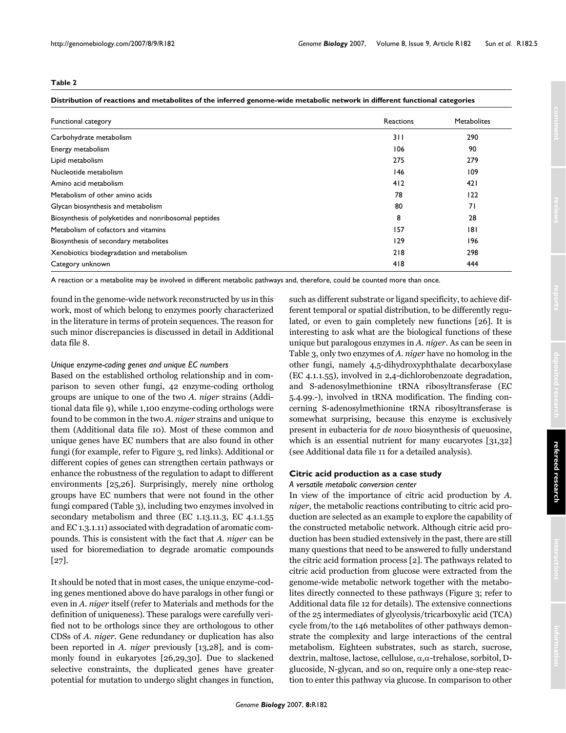**Table 2**

**Distribution of reactions and metabolites of the inferred genome-wide metabolic network in different functional categories**

| Functional category | Reactions | Metabolites |
| --- | --- | --- |
| Carbohydrate metabolism | 311 | 290 |
| Energy metabolism | 106 | 90 |
| Lipid metabolism | 275 | 279 |
| Nucleotide metabolism | 146 | 109 |
| Amino acid metabolism | 412 | 421 |
| Metabolism of other amino acids | 78 | 122 |
| Glycan biosynthesis and metabolism | 80 | 71 |
| Biosynthesis of polyketides and nonribosomal peptides | 8 | 28 |
| Metabolism of cofactors and vitamins | 157 | 181 |
| Biosynthesis of secondary metabolites | 129 | 196 |
| Xenobiotics biodegradation and metabolism | 218 | 298 |
| Category unknown | 418 | 444 |

A reaction or a metabolite may be involved in different metabolic pathways and, therefore, could be counted more than once.

found in the genome-wide network reconstructed by us in this work, most of which belong to enzymes poorly characterized in the literature in terms of protein sequences. The reason for such minor discrepancies is discussed in detail in Additional data file 8.

*Unique enzyme-coding genes and unique EC numbers*

Based on the established ortholog relationship and in comparison to seven other fungi, 42 enzyme-coding ortholog groups are unique to one of the two *A. niger* strains (Additional data file 9), while 1,100 enzyme-coding orthologs were found to be common in the two *A. niger* strains and unique to them (Additional data file 10). Most of these common and unique genes have EC numbers that are also found in other fungi (for example, refer to Figure 3, red links). Additional or different copies of genes can strengthen certain pathways or enhance the robustness of the regulation to adapt to different environments [25,26]. Surprisingly, merely nine ortholog groups have EC numbers that were not found in the other fungi compared (Table 3), including two enzymes involved in secondary metabolism and three (EC 1.13.11.3, EC 4.1.1.55 and EC 1.3.1.11) associated with degradation of aromatic compounds. This is consistent with the fact that *A. niger* can be used for bioremediation to degrade aromatic compounds [27].

It should be noted that in most cases, the unique enzyme-coding genes mentioned above do have paralogs in other fungi or even in *A. niger* itself (refer to Materials and methods for the definition of uniqueness). These paralogs were carefully verified not to be orthologs since they are orthologous to other CDSs of *A. niger*. Gene redundancy or duplication has also been reported in *A. niger* previously [13,28], and is commonly found in eukaryotes [26,29,30]. Due to slackened selective constraints, the duplicated genes have greater potential for mutation to undergo slight changes in function, such as different substrate or ligand specificity, to achieve different temporal or spatial distribution, to be differently regulated, or even to gain completely new functions [26]. It is interesting to ask what are the biological functions of these unique but paralogous enzymes in *A. niger*. As can be seen in Table 3, only two enzymes of *A. niger* have no homolog in the other fungi, namely 4,5-dihydroxyphthalate decarboxylase (EC 4.1.1.55), involved in 2,4-dichlorobenzoate degradation, and S-adenosylmethionine tRNA ribosyltransferase (EC 5.4.99.-), involved in tRNA modification. The finding concerning S-adenosylmethionine tRNA ribosyltransferase is somewhat surprising, because this enzyme is exclusively present in eubacteria for *de novo* biosynthesis of queuosine, which is an essential nutrient for many eucaryotes [31,32] (see Additional data file 11 for a detailed analysis).

## Citric acid production as a case study

*A versatile metabolic conversion center*

In view of the importance of citric acid production by *A. niger*, the metabolic reactions contributing to citric acid production are selected as an example to explore the capability of the constructed metabolic network. Although citric acid production has been studied extensively in the past, there are still many questions that need to be answered to fully understand the citric acid formation process [2]. The pathways related to citric acid production from glucose were extracted from the genome-wide metabolic network together with the metabolites directly connected to these pathways (Figure 3; refer to Additional data file 12 for details). The extensive connections of the 25 intermediates of glycolysis/tricarboxylic acid (TCA) cycle from/to the 146 metabolites of other pathways demonstrate the complexity and large interactions of the central metabolism. Eighteen substrates, such as starch, sucrose, dextrin, maltose, lactose, cellulose, $\alpha,\alpha$-trehalose, sorbitol, D-glucoside, N-glycan, and so on, require only a one-step reaction to enter this pathway via glucose. In comparison to other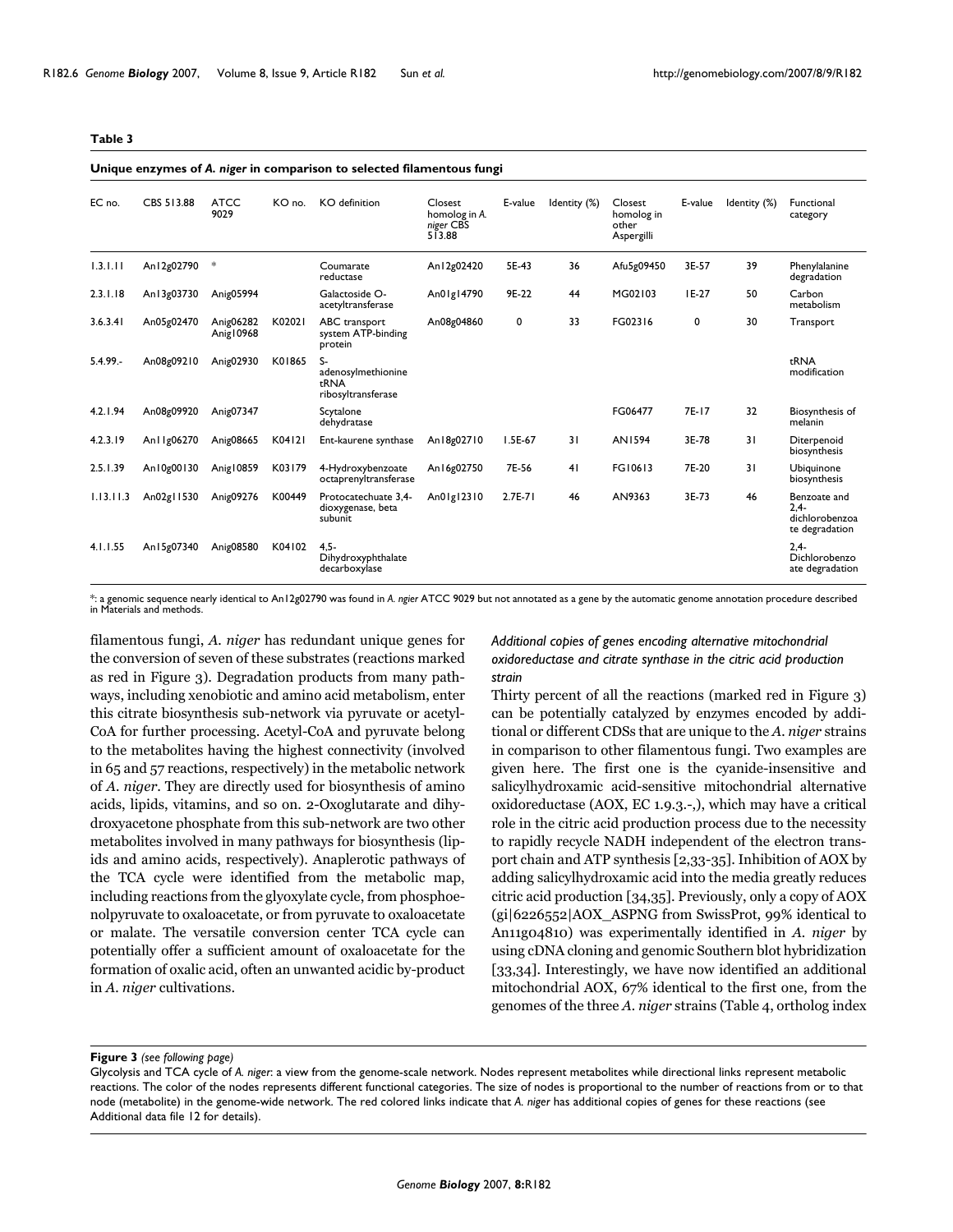**Table 3**

**Unique enzymes of *A. niger* in comparison to selected filamentous fungi**

| EC no. | CBS 513.88 | ATCC 9029 | KO no. | KO definition | Closest homolog in *A. niger* CBS 513.88 | E-value | Identity (%) | Closest homolog in other Aspergilli | E-value | Identity (%) | Functional category |
|---|---|---|---|---|---|---|---|---|---|---|---|
| 1.3.1.11 | An12g02790 | * | | Coumarate reductase | An12g02420 | 5E-43 | 36 | Afu5g09450 | 3E-57 | 39 | Phenylalanine degradation |
| 2.3.1.18 | An13g03730 | Anig05994 | | Galactoside O-acetyltransferase | An01g14790 | 9E-22 | 44 | MG02103 | 1E-27 | 50 | Carbon metabolism |
| 3.6.3.41 | An05g02470 | Anig06282 Anig10968 | K02021 | ABC transport system ATP-binding protein | An08g04860 | 0 | 33 | FG02316 | 0 | 30 | Transport |
| 5.4.99.- | An08g09210 | Anig02930 | K01865 | S-adenosylmethionine tRNA ribosyltransferase | | | | | | | tRNA modification |
| 4.2.1.94 | An08g09920 | Anig07347 | | Scytalone dehydratase | | | | FG06477 | 7E-17 | 32 | Biosynthesis of melanin |
| 4.2.3.19 | An11g06270 | Anig08665 | K04121 | Ent-kaurene synthase | An18g02710 | 1.5E-67 | 31 | AN1594 | 3E-78 | 31 | Diterpenoid biosynthesis |
| 2.5.1.39 | An10g00130 | Anig10859 | K03179 | 4-Hydroxybenzoate octaprenyltransferase | An16g02750 | 7E-56 | 41 | FG10613 | 7E-20 | 31 | Ubiquinone biosynthesis |
| 1.13.11.3 | An02g11530 | Anig09276 | K00449 | Protocatechuate 3,4-dioxygenase, beta subunit | An01g12310 | 2.7E-71 | 46 | AN9363 | 3E-73 | 46 | Benzoate and 2,4-dichlorobenzoate degradation |
| 4.1.1.55 | An15g07340 | Anig08580 | K04102 | 4,5-Dihydroxyphthalate decarboxylase | | | | | | | 2,4-Dichlorobenzoate degradation |

*: a genomic sequence nearly identical to An12g02790 was found in *A. ngier* ATCC 9029 but not annotated as a gene by the automatic genome annotation procedure described in Materials and methods.

filamentous fungi, *A. niger* has redundant unique genes for the conversion of seven of these substrates (reactions marked as red in Figure 3). Degradation products from many pathways, including xenobiotic and amino acid metabolism, enter this citrate biosynthesis sub-network via pyruvate or acetyl-CoA for further processing. Acetyl-CoA and pyruvate belong to the metabolites having the highest connectivity (involved in 65 and 57 reactions, respectively) in the metabolic network of *A. niger*. They are directly used for biosynthesis of amino acids, lipids, vitamins, and so on. 2-Oxoglutarate and dihydroxyacetone phosphate from this sub-network are two other metabolites involved in many pathways for biosynthesis (lipids and amino acids, respectively). Anaplerotic pathways of the TCA cycle were identified from the metabolic map, including reactions from the glyoxylate cycle, from phosphoenolpyruvate to oxaloacetate, or from pyruvate to oxaloacetate or malate. The versatile conversion center TCA cycle can potentially offer a sufficient amount of oxaloacetate for the formation of oxalic acid, often an unwanted acidic by-product in *A. niger* cultivations.

### *Additional copies of genes encoding alternative mitochondrial oxidoreductase and citrate synthase in the citric acid production strain*

Thirty percent of all the reactions (marked red in Figure 3) can be potentially catalyzed by enzymes encoded by additional or different CDSs that are unique to the *A. niger* strains in comparison to other filamentous fungi. Two examples are given here. The first one is the cyanide-insensitive and salicylhydroxamic acid-sensitive mitochondrial alternative oxidoreductase (AOX, EC 1.9.3.-,), which may have a critical role in the citric acid production process due to the necessity to rapidly recycle NADH independent of the electron transport chain and ATP synthesis [2,33-35]. Inhibition of AOX by adding salicylhydroxamic acid into the media greatly reduces citric acid production [34,35]. Previously, only a copy of AOX (gi|6226552|AOX_ASPNG from SwissProt, 99% identical to An11g04810) was experimentally identified in *A. niger* by using cDNA cloning and genomic Southern blot hybridization [33,34]. Interestingly, we have now identified an additional mitochondrial AOX, 67% identical to the first one, from the genomes of the three *A. niger* strains (Table 4, ortholog index

**Figure 3** *(see following page)*

Glycolysis and TCA cycle of *A. niger*: a view from the genome-scale network. Nodes represent metabolites while directional links represent metabolic reactions. The color of the nodes represents different functional categories. The size of nodes is proportional to the number of reactions from or to that node (metabolite) in the genome-wide network. The red colored links indicate that *A. niger* has additional copies of genes for these reactions (see Additional data file 12 for details).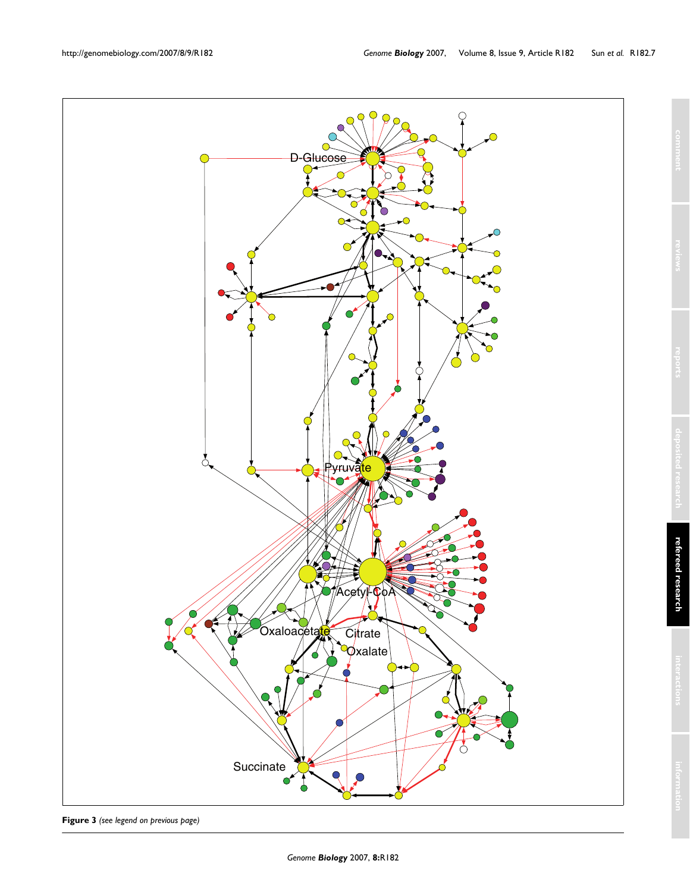**Figure 3** *(see legend on previous page)*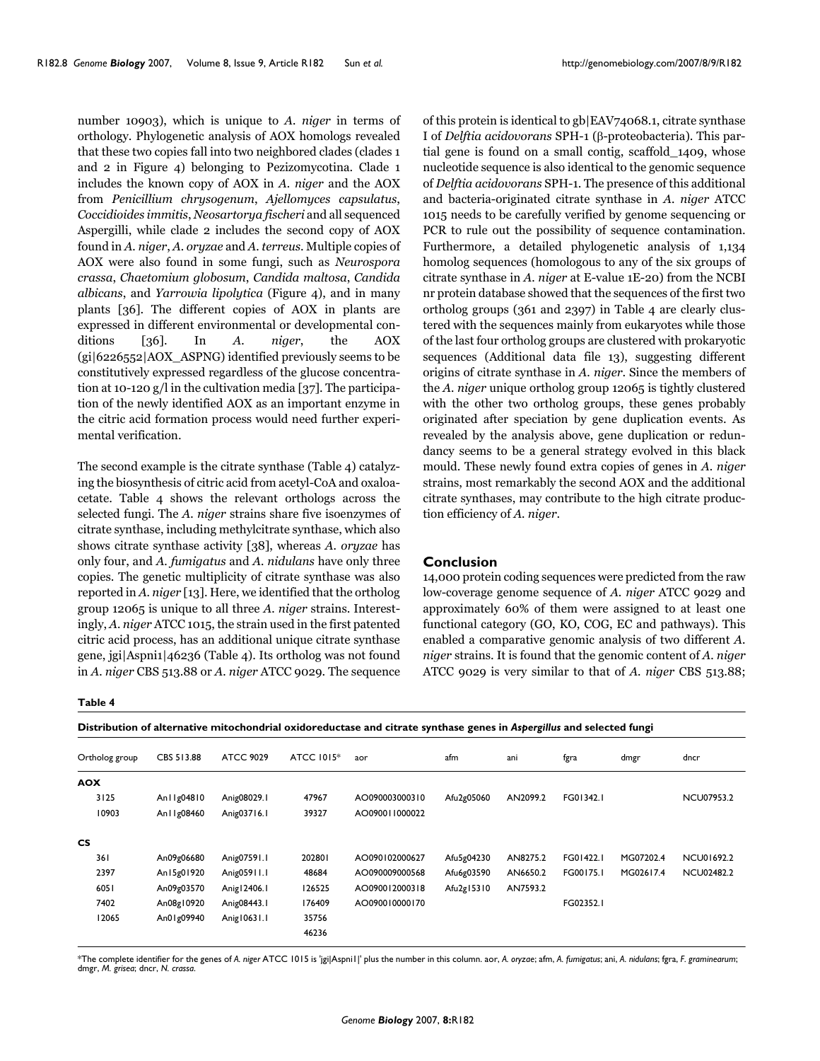number 10903), which is unique to *A. niger* in terms of orthology. Phylogenetic analysis of AOX homologs revealed that these two copies fall into two neighbored clades (clades 1 and 2 in Figure 4) belonging to Pezizomycotina. Clade 1 includes the known copy of AOX in *A. niger* and the AOX from *Penicillium chrysogenum*, *Ajellomyces capsulatus*, *Coccidioides immitis*, *Neosartorya fischeri* and all sequenced Aspergilli, while clade 2 includes the second copy of AOX found in *A. niger*, *A. oryzae* and *A. terreus*. Multiple copies of AOX were also found in some fungi, such as *Neurospora crassa*, *Chaetomium globosum*, *Candida maltosa*, *Candida albicans*, and *Yarrowia lipolytica* (Figure 4), and in many plants [36]. The different copies of AOX in plants are expressed in different environmental or developmental conditions [36]. In *A. niger*, the AOX (gi|6226552|AOX_ASPNG) identified previously seems to be constitutively expressed regardless of the glucose concentration at 10-120 g/l in the cultivation media [37]. The participation of the newly identified AOX as an important enzyme in the citric acid formation process would need further experimental verification.

The second example is the citrate synthase (Table 4) catalyzing the biosynthesis of citric acid from acetyl-CoA and oxaloacetate. Table 4 shows the relevant orthologs across the selected fungi. The *A. niger* strains share five isoenzymes of citrate synthase, including methylcitrate synthase, which also shows citrate synthase activity [38], whereas *A. oryzae* has only four, and *A. fumigatus* and *A. nidulans* have only three copies. The genetic multiplicity of citrate synthase was also reported in *A. niger* [13]. Here, we identified that the ortholog group 12065 is unique to all three *A. niger* strains. Interestingly, *A. niger* ATCC 1015, the strain used in the first patented citric acid process, has an additional unique citrate synthase gene, jgi|Aspni1|46236 (Table 4). Its ortholog was not found in *A. niger* CBS 513.88 or *A. niger* ATCC 9029. The sequence of this protein is identical to gb|EAV74068.1, citrate synthase I of *Delftia acidovorans* SPH-1 (β-proteobacteria). This partial gene is found on a small contig, scaffold_1409, whose nucleotide sequence is also identical to the genomic sequence of *Delftia acidovorans* SPH-1. The presence of this additional and bacteria-originated citrate synthase in *A. niger* ATCC 1015 needs to be carefully verified by genome sequencing or PCR to rule out the possibility of sequence contamination. Furthermore, a detailed phylogenetic analysis of 1,134 homolog sequences (homologous to any of the six groups of citrate synthase in *A. niger* at E-value 1E-20) from the NCBI nr protein database showed that the sequences of the first two ortholog groups (361 and 2397) in Table 4 are clearly clustered with the sequences mainly from eukaryotes while those of the last four ortholog groups are clustered with prokaryotic sequences (Additional data file 13), suggesting different origins of citrate synthase in *A. niger*. Since the members of the *A. niger* unique ortholog group 12065 is tightly clustered with the other two ortholog groups, these genes probably originated after speciation by gene duplication events. As revealed by the analysis above, gene duplication or redundancy seems to be a general strategy evolved in this black mould. These newly found extra copies of genes in *A. niger* strains, most remarkably the second AOX and the additional citrate synthases, may contribute to the high citrate production efficiency of *A. niger*.

## Conclusion

14,000 protein coding sequences were predicted from the raw low-coverage genome sequence of *A. niger* ATCC 9029 and approximately 60% of them were assigned to at least one functional category (GO, KO, COG, EC and pathways). This enabled a comparative genomic analysis of two different *A. niger* strains. It is found that the genomic content of *A. niger* ATCC 9029 is very similar to that of *A. niger* CBS 513.88;

**Table 4**

**Distribution of alternative mitochondrial oxidoreductase and citrate synthase genes in *Aspergillus* and selected fungi**

| Ortholog group | CBS 513.88 | ATCC 9029 | ATCC 1015* | aor | afm | ani | fgra | dmgr | dncr |
|---|---|---|---|---|---|---|---|---|---|
| **AOX** | | | | | | | | | |
| 3125 | An11g04810 | Anig08029.1 | 47967 | AO090003000310 | Afu2g05060 | AN2099.2 | FG01342.1 | | NCU07953.2 |
| 10903 | An11g08460 | Anig03716.1 | 39327 | AO090011000022 | | | | | |
| **CS** | | | | | | | | | |
| 361 | An09g06680 | Anig07591.1 | 202801 | AO090102000627 | Afu5g04230 | AN8275.2 | FG01422.1 | MG07202.4 | NCU01692.2 |
| 2397 | An15g01920 | Anig05911.1 | 48684 | AO090009000568 | Afu6g03590 | AN6650.2 | FG00175.1 | MG02617.4 | NCU02482.2 |
| 6051 | An09g03570 | Anig12406.1 | 126525 | AO090012000318 | Afu2g15310 | AN7593.2 | | | |
| 7402 | An08g10920 | Anig08443.1 | 176409 | AO090010000170 | | | FG02352.1 | | |
| 12065 | An01g09940 | Anig10631.1 | 35756 | | | | | | |
| | | | 46236 | | | | | | |

*The complete identifier for the genes of *A. niger* ATCC 1015 is 'jgi|Aspni1|' plus the number in this column. aor, *A. oryzae*; afm, *A. fumigatus*; ani, *A. nidulans*; fgra, *F. graminearum*; dmgr, *M. grisea*; dncr, *N. crassa*.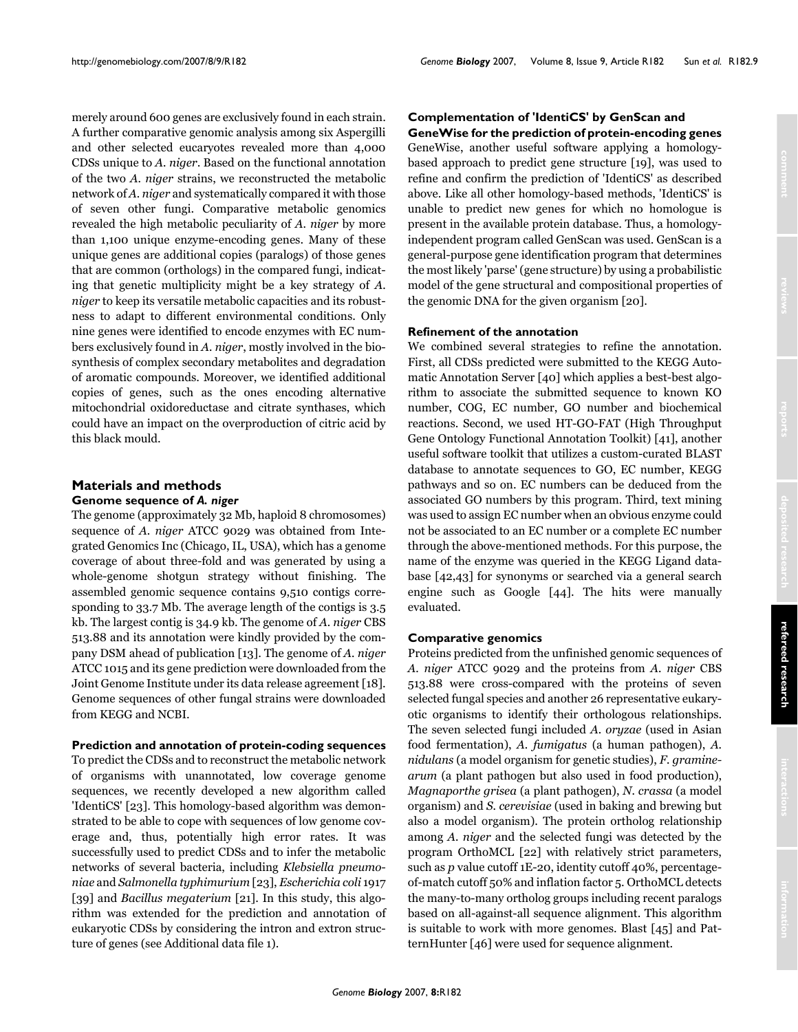merely around 600 genes are exclusively found in each strain. A further comparative genomic analysis among six Aspergilli and other selected eucaryotes revealed more than 4,000 CDSs unique to *A. niger*. Based on the functional annotation of the two *A. niger* strains, we reconstructed the metabolic network of *A. niger* and systematically compared it with those of seven other fungi. Comparative metabolic genomics revealed the high metabolic peculiarity of *A. niger* by more than 1,100 unique enzyme-encoding genes. Many of these unique genes are additional copies (paralogs) of those genes that are common (orthologs) in the compared fungi, indicating that genetic multiplicity might be a key strategy of *A. niger* to keep its versatile metabolic capacities and its robustness to adapt to different environmental conditions. Only nine genes were identified to encode enzymes with EC numbers exclusively found in *A. niger*, mostly involved in the biosynthesis of complex secondary metabolites and degradation of aromatic compounds. Moreover, we identified additional copies of genes, such as the ones encoding alternative mitochondrial oxidoreductase and citrate synthases, which could have an impact on the overproduction of citric acid by this black mould.

## Materials and methods

### Genome sequence of *A. niger*

The genome (approximately 32 Mb, haploid 8 chromosomes) sequence of *A. niger* ATCC 9029 was obtained from Integrated Genomics Inc (Chicago, IL, USA), which has a genome coverage of about three-fold and was generated by using a whole-genome shotgun strategy without finishing. The assembled genomic sequence contains 9,510 contigs corresponding to 33.7 Mb. The average length of the contigs is 3.5 kb. The largest contig is 34.9 kb. The genome of *A. niger* CBS 513.88 and its annotation were kindly provided by the company DSM ahead of publication [13]. The genome of *A. niger* ATCC 1015 and its gene prediction were downloaded from the Joint Genome Institute under its data release agreement [18]. Genome sequences of other fungal strains were downloaded from KEGG and NCBI.

### Prediction and annotation of protein-coding sequences

To predict the CDSs and to reconstruct the metabolic network of organisms with unannotated, low coverage genome sequences, we recently developed a new algorithm called 'IdentiCS' [23]. This homology-based algorithm was demonstrated to be able to cope with sequences of low genome coverage and, thus, potentially high error rates. It was successfully used to predict CDSs and to infer the metabolic networks of several bacteria, including *Klebsiella pneumoniae* and *Salmonella typhimurium* [23], *Escherichia coli* 1917 [39] and *Bacillus megaterium* [21]. In this study, this algorithm was extended for the prediction and annotation of eukaryotic CDSs by considering the intron and extron structure of genes (see Additional data file 1).

### Complementation of 'IdentiCS' by GenScan and GeneWise for the prediction of protein-encoding genes

GeneWise, another useful software applying a homology-based approach to predict gene structure [19], was used to refine and confirm the prediction of 'IdentiCS' as described above. Like all other homology-based methods, 'IdentiCS' is unable to predict new genes for which no homologue is present in the available protein database. Thus, a homology-independent program called GenScan was used. GenScan is a general-purpose gene identification program that determines the most likely 'parse' (gene structure) by using a probabilistic model of the gene structural and compositional properties of the genomic DNA for the given organism [20].

### Refinement of the annotation

We combined several strategies to refine the annotation. First, all CDSs predicted were submitted to the KEGG Automatic Annotation Server [40] which applies a best-best algorithm to associate the submitted sequence to known KO number, COG, EC number, GO number and biochemical reactions. Second, we used HT-GO-FAT (High Throughput Gene Ontology Functional Annotation Toolkit) [41], another useful software toolkit that utilizes a custom-curated BLAST database to annotate sequences to GO, EC number, KEGG pathways and so on. EC numbers can be deduced from the associated GO numbers by this program. Third, text mining was used to assign EC number when an obvious enzyme could not be associated to an EC number or a complete EC number through the above-mentioned methods. For this purpose, the name of the enzyme was queried in the KEGG Ligand database [42,43] for synonyms or searched via a general search engine such as Google [44]. The hits were manually evaluated.

### Comparative genomics

Proteins predicted from the unfinished genomic sequences of *A. niger* ATCC 9029 and the proteins from *A. niger* CBS 513.88 were cross-compared with the proteins of seven selected fungal species and another 26 representative eukaryotic organisms to identify their orthologous relationships. The seven selected fungi included *A. oryzae* (used in Asian food fermentation), *A. fumigatus* (a human pathogen), *A. nidulans* (a model organism for genetic studies), *F. graminearum* (a plant pathogen but also used in food production), *Magnaporthe grisea* (a plant pathogen), *N. crassa* (a model organism) and *S. cerevisiae* (used in baking and brewing but also a model organism). The protein ortholog relationship among *A. niger* and the selected fungi was detected by the program OrthoMCL [22] with relatively strict parameters, such as *p* value cutoff 1E-20, identity cutoff 40%, percentage-of-match cutoff 50% and inflation factor 5. OrthoMCL detects the many-to-many ortholog groups including recent paralogs based on all-against-all sequence alignment. This algorithm is suitable to work with more genomes. Blast [45] and PatternHunter [46] were used for sequence alignment.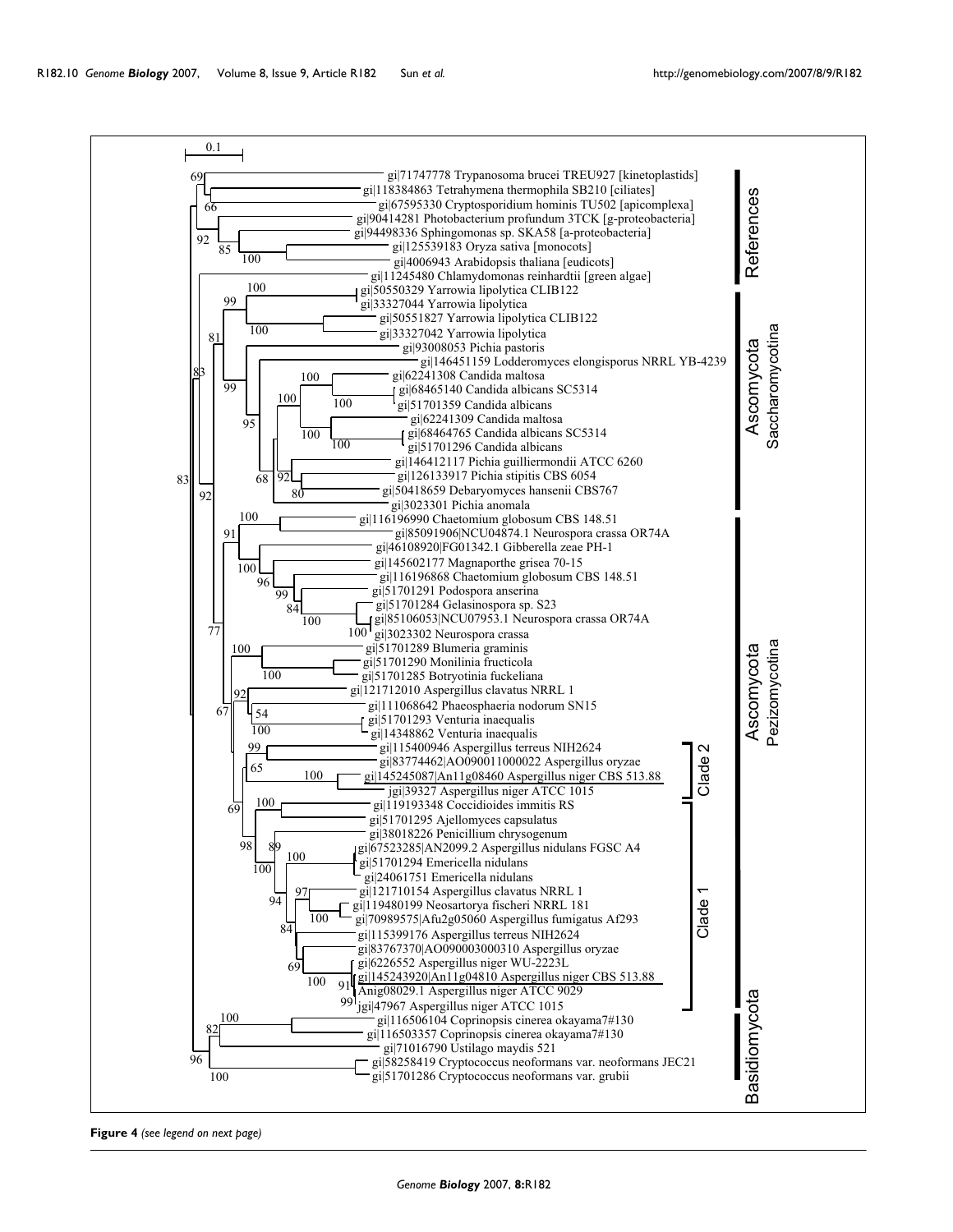**Figure 4** *(see legend on next page)*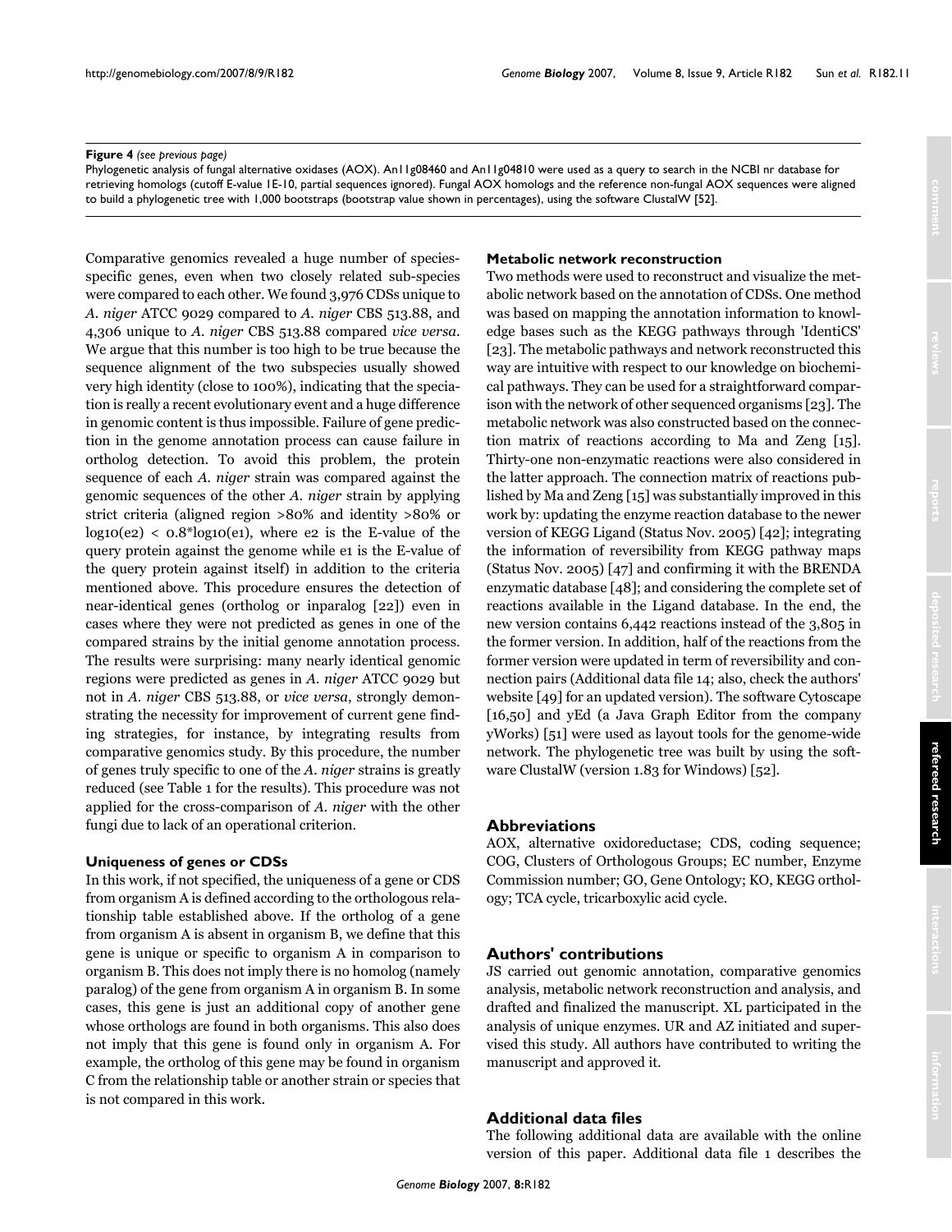**Figure 4** *(see previous page)*
Phylogenetic analysis of fungal alternative oxidases (AOX). An11g08460 and An11g04810 were used as a query to search in the NCBI nr database for retrieving homologs (cutoff E-value 1E-10, partial sequences ignored). Fungal AOX homologs and the reference non-fungal AOX sequences were aligned to build a phylogenetic tree with 1,000 bootstraps (bootstrap value shown in percentages), using the software ClustalW [52].

Comparative genomics revealed a huge number of species-specific genes, even when two closely related sub-species were compared to each other. We found 3,976 CDSs unique to *A. niger* ATCC 9029 compared to *A. niger* CBS 513.88, and 4,306 unique to *A. niger* CBS 513.88 compared *vice versa*. We argue that this number is too high to be true because the sequence alignment of the two subspecies usually showed very high identity (close to 100%), indicating that the speciation is really a recent evolutionary event and a huge difference in genomic content is thus impossible. Failure of gene prediction in the genome annotation process can cause failure in ortholog detection. To avoid this problem, the protein sequence of each *A. niger* strain was compared against the genomic sequences of the other *A. niger* strain by applying strict criteria (aligned region >80% and identity >80% or $\log_{10}(e2) < 0.8 * \log_{10}(e1)$, where e2 is the E-value of the query protein against the genome while e1 is the E-value of the query protein against itself) in addition to the criteria mentioned above. This procedure ensures the detection of near-identical genes (ortholog or inparalog [22]) even in cases where they were not predicted as genes in one of the compared strains by the initial genome annotation process. The results were surprising: many nearly identical genomic regions were predicted as genes in *A. niger* ATCC 9029 but not in *A. niger* CBS 513.88, or *vice versa*, strongly demonstrating the necessity for improvement of current gene finding strategies, for instance, by integrating results from comparative genomics study. By this procedure, the number of genes truly specific to one of the *A. niger* strains is greatly reduced (see Table 1 for the results). This procedure was not applied for the cross-comparison of *A. niger* with the other fungi due to lack of an operational criterion.

### Uniqueness of genes or CDSs

In this work, if not specified, the uniqueness of a gene or CDS from organism A is defined according to the orthologous relationship table established above. If the ortholog of a gene from organism A is absent in organism B, we define that this gene is unique or specific to organism A in comparison to organism B. This does not imply there is no homolog (namely paralog) of the gene from organism A in organism B. In some cases, this gene is just an additional copy of another gene whose orthologs are found in both organisms. This also does not imply that this gene is found only in organism A. For example, the ortholog of this gene may be found in organism C from the relationship table or another strain or species that is not compared in this work.

### Metabolic network reconstruction

Two methods were used to reconstruct and visualize the metabolic network based on the annotation of CDSs. One method was based on mapping the annotation information to knowledge bases such as the KEGG pathways through 'IdentiCS' [23]. The metabolic pathways and network reconstructed this way are intuitive with respect to our knowledge on biochemical pathways. They can be used for a straightforward comparison with the network of other sequenced organisms [23]. The metabolic network was also constructed based on the connection matrix of reactions according to Ma and Zeng [15]. Thirty-one non-enzymatic reactions were also considered in the latter approach. The connection matrix of reactions published by Ma and Zeng [15] was substantially improved in this work by: updating the enzyme reaction database to the newer version of KEGG Ligand (Status Nov. 2005) [42]; integrating the information of reversibility from KEGG pathway maps (Status Nov. 2005) [47] and confirming it with the BRENDA enzymatic database [48]; and considering the complete set of reactions available in the Ligand database. In the end, the new version contains 6,442 reactions instead of the 3,805 in the former version. In addition, half of the reactions from the former version were updated in term of reversibility and connection pairs (Additional data file 14; also, check the authors' website [49] for an updated version). The software Cytoscape [16,50] and yEd (a Java Graph Editor from the company yWorks) [51] were used as layout tools for the genome-wide network. The phylogenetic tree was built by using the software ClustalW (version 1.83 for Windows) [52].

## Abbreviations

AOX, alternative oxidoreductase; CDS, coding sequence; COG, Clusters of Orthologous Groups; EC number, Enzyme Commission number; GO, Gene Ontology; KO, KEGG orthology; TCA cycle, tricarboxylic acid cycle.

## Authors' contributions

JS carried out genomic annotation, comparative genomics analysis, metabolic network reconstruction and analysis, and drafted and finalized the manuscript. XL participated in the analysis of unique enzymes. UR and AZ initiated and supervised this study. All authors have contributed to writing the manuscript and approved it.

## Additional data files

The following additional data are available with the online version of this paper. Additional data file 1 describes the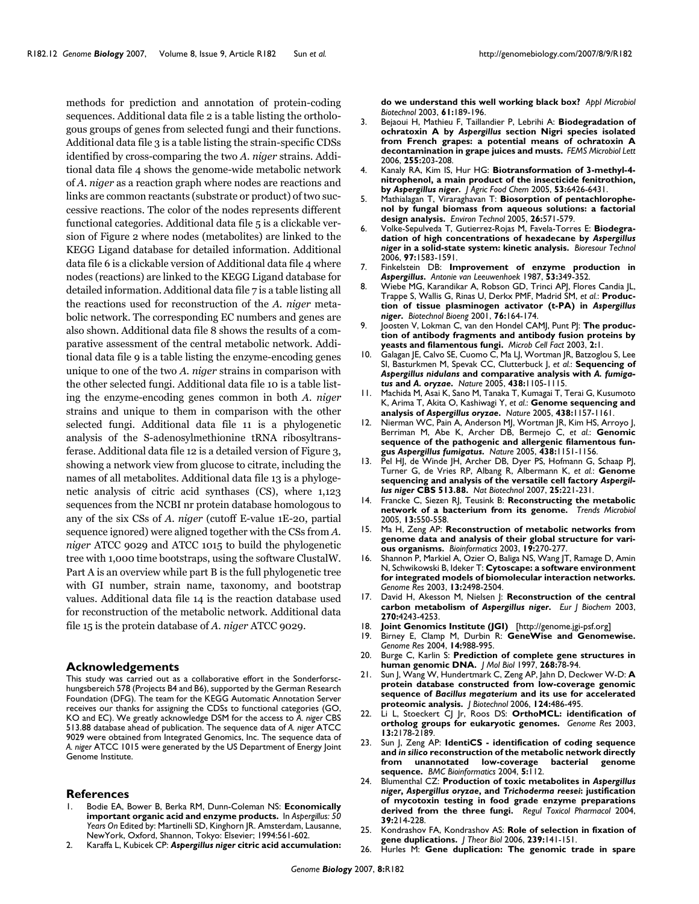methods for prediction and annotation of protein-coding sequences. Additional data file 2 is a table listing the orthologous groups of genes from selected fungi and their functions. Additional data file 3 is a table listing the strain-specific CDSs identified by cross-comparing the two *A. niger* strains. Additional data file 4 shows the genome-wide metabolic network of *A. niger* as a reaction graph where nodes are reactions and links are common reactants (substrate or product) of two successive reactions. The color of the nodes represents different functional categories. Additional data file 5 is a clickable version of Figure 2 where nodes (metabolites) are linked to the KEGG Ligand database for detailed information. Additional data file 6 is a clickable version of Additional data file 4 where nodes (reactions) are linked to the KEGG Ligand database for detailed information. Additional data file 7 is a table listing all the reactions used for reconstruction of the *A. niger* metabolic network. The corresponding EC numbers and genes are also shown. Additional data file 8 shows the results of a comparative assessment of the central metabolic network. Additional data file 9 is a table listing the enzyme-encoding genes unique to one of the two *A. niger* strains in comparison with the other selected fungi. Additional data file 10 is a table listing the enzyme-encoding genes common in both *A. niger* strains and unique to them in comparison with the other selected fungi. Additional data file 11 is a phylogenetic analysis of the S-adenosylmethionine tRNA ribosyltransferase. Additional data file 12 is a detailed version of Figure 3, showing a network view from glucose to citrate, including the names of all metabolites. Additional data file 13 is a phylogenetic analysis of citric acid synthases (CS), where 1,123 sequences from the NCBI nr protein database homologous to any of the six CSs of *A. niger* (cutoff E-value 1E-20, partial sequence ignored) were aligned together with the CSs from *A. niger* ATCC 9029 and ATCC 1015 to build the phylogenetic tree with 1,000 time bootstraps, using the software ClustalW. Part A is an overview while part B is the full phylogenetic tree with GI number, strain name, taxonomy, and bootstrap values. Additional data file 14 is the reaction database used for reconstruction of the metabolic network. Additional data file 15 is the protein database of *A. niger* ATCC 9029.

## Acknowledgements

This study was carried out as a collaborative effort in the Sonderforschungsbereich 578 (Projects B4 and B6), supported by the German Research Foundation (DFG). The team for the KEGG Automatic Annotation Server receives our thanks for assigning the CDSs to functional categories (GO, KO and EC). We greatly acknowledge DSM for the access to *A. niger* CBS 513.88 database ahead of publication. The sequence data of *A. niger* ATCC 9029 were obtained from Integrated Genomics, Inc. The sequence data of *A. niger* ATCC 1015 were generated by the US Department of Energy Joint Genome Institute.

## References

1. Bodie EA, Bower B, Berka RM, Dunn-Coleman NS: **Economically important organic acid and enzyme products.** In *Aspergillus: 50 Years On* Edited by: Martinelli SD, Kinghorn JR. Amsterdam, Lausanne, NewYork, Oxford, Shannon, Tokyo: Elsevier; 1994:561-602.
2. Karaffa L, Kubicek CP: ***Aspergillus niger* citric acid accumulation: do we understand this well working black box?** *Appl Microbiol Biotechnol* 2003, **61:**189-196.
3. Bejaoui H, Mathieu F, Taillandier P, Lebrihi A: **Biodegradation of ochratoxin A by *Aspergillus* section Nigri species isolated from French grapes: a potential means of ochratoxin A decontamination in grape juices and musts.** *FEMS Microbiol Lett* 2006, **255:**203-208.
4. Kanaly RA, Kim IS, Hur HG: **Biotransformation of 3-methyl-4-nitrophenol, a main product of the insecticide fenitrothion, by *Aspergillus niger*.** *J Agric Food Chem* 2005, **53:**6426-6431.
5. Mathialagan T, Viraraghavan T: **Biosorption of pentachlorophenol by fungal biomass from aqueous solutions: a factorial design analysis.** *Environ Technol* 2005, **26:**571-579.
6. Volke-Sepulveda T, Gutierrez-Rojas M, Favela-Torres E: **Biodegradation of high concentrations of hexadecane by *Aspergillus niger* in a solid-state system: kinetic analysis.** *Bioresour Technol* 2006, **97:**1583-1591.
7. Finkelstein DB: **Improvement of enzyme production in *Aspergillus*.** *Antonie van Leeuwenhoek* 1987, **53:**349-352.
8. Wiebe MG, Karandikar A, Robson GD, Trinci APJ, Flores Candia JL, Trappe S, Wallis G, Rinas U, Derkx PMF, Madrid SM, *et al.*: **Production of tissue plasminogen activator (t-PA) in *Aspergillus niger*.** *Biotechnol Bioeng* 2001, **76:**164-174.
9. Joosten V, Lokman C, van den Hondel CAMJ, Punt PJ: **The production of antibody fragments and antibody fusion proteins by yeasts and filamentous fungi.** *Microb Cell Fact* 2003, **2:**1.
10. Galagan JE, Calvo SE, Cuomo C, Ma LJ, Wortman JR, Batzoglou S, Lee SI, Basturkmen M, Spevak CC, Clutterbuck J, *et al.*: **Sequencing of *Aspergillus nidulans* and comparative analysis with *A. fumigatus* and *A. oryzae*.** *Nature* 2005, **438:**1105-1115.
11. Machida M, Asai K, Sano M, Tanaka T, Kumagai T, Terai G, Kusumoto K, Arima T, Akita O, Kashiwagi Y, *et al.*: **Genome sequencing and analysis of *Aspergillus oryzae*.** *Nature* 2005, **438:**1157-1161.
12. Nierman WC, Pain A, Anderson MJ, Wortman JR, Kim HS, Arroyo J, Berriman M, Abe K, Archer DB, Bermejo C, *et al.*: **Genomic sequence of the pathogenic and allergenic filamentous fungus *Aspergillus fumigatus*.** *Nature* 2005, **438:**1151-1156.
13. Pel HJ, de Winde JH, Archer DB, Dyer PS, Hofmann G, Schaap PJ, Turner G, de Vries RP, Albang R, Albermann K, *et al.*: **Genome sequencing and analysis of the versatile cell factory *Aspergillus niger* CBS 513.88.** *Nat Biotechnol* 2007, **25:**221-231.
14. Francke C, Siezen RJ, Teusink B: **Reconstructing the metabolic network of a bacterium from its genome.** *Trends Microbiol* 2005, **13:**550-558.
15. Ma H, Zeng AP: **Reconstruction of metabolic networks from genome data and analysis of their global structure for various organisms.** *Bioinformatics* 2003, **19:**270-277.
16. Shannon P, Markiel A, Ozier O, Baliga NS, Wang JT, Ramage D, Amin N, Schwikowski B, Ideker T: **Cytoscape: a software environment for integrated models of biomolecular interaction networks.** *Genome Res* 2003, **13:**2498-2504.
17. David H, Akesson M, Nielsen J: **Reconstruction of the central carbon metabolism of *Aspergillus niger*.** *Eur J Biochem* 2003, **270:**4243-4253.
18. **Joint Genomics Institute (JGI)** [http://genome.jgi-psf.org]
19. Birney E, Clamp M, Durbin R: **GeneWise and Genomewise.** *Genome Res* 2004, **14:**988-995.
20. Burge C, Karlin S: **Prediction of complete gene structures in human genomic DNA.** *J Mol Biol* 1997, **268:**78-94.
21. Sun J, Wang W, Hundertmark C, Zeng AP, Jahn D, Deckwer W-D: **A protein database constructed from low-coverage genomic sequence of *Bacillus megaterium* and its use for accelerated proteomic analysis.** *J Biotechnol* 2006, **124:**486-495.
22. Li L, Stoeckert CJ Jr, Roos DS: **OrthoMCL: identification of ortholog groups for eukaryotic genomes.** *Genome Res* 2003, **13:**2178-2189.
23. Sun J, Zeng AP: **IdentiCS - identification of coding sequence and *in silico* reconstruction of the metabolic network directly from unannotated low-coverage bacterial genome sequence.** *BMC Bioinformatics* 2004, **5:**112.
24. Blumenthal CZ: **Production of toxic metabolites in *Aspergillus niger*, *Aspergillus oryzae*, and *Trichoderma reesei*: justification of mycotoxin testing in food grade enzyme preparations derived from the three fungi.** *Regul Toxicol Pharmacol* 2004, **39:**214-228.
25. Kondrashov FA, Kondrashov AS: **Role of selection in fixation of gene duplications.** *J Theor Biol* 2006, **239:**141-151.
26. Hurles M: **Gene duplication: The genomic trade in spare**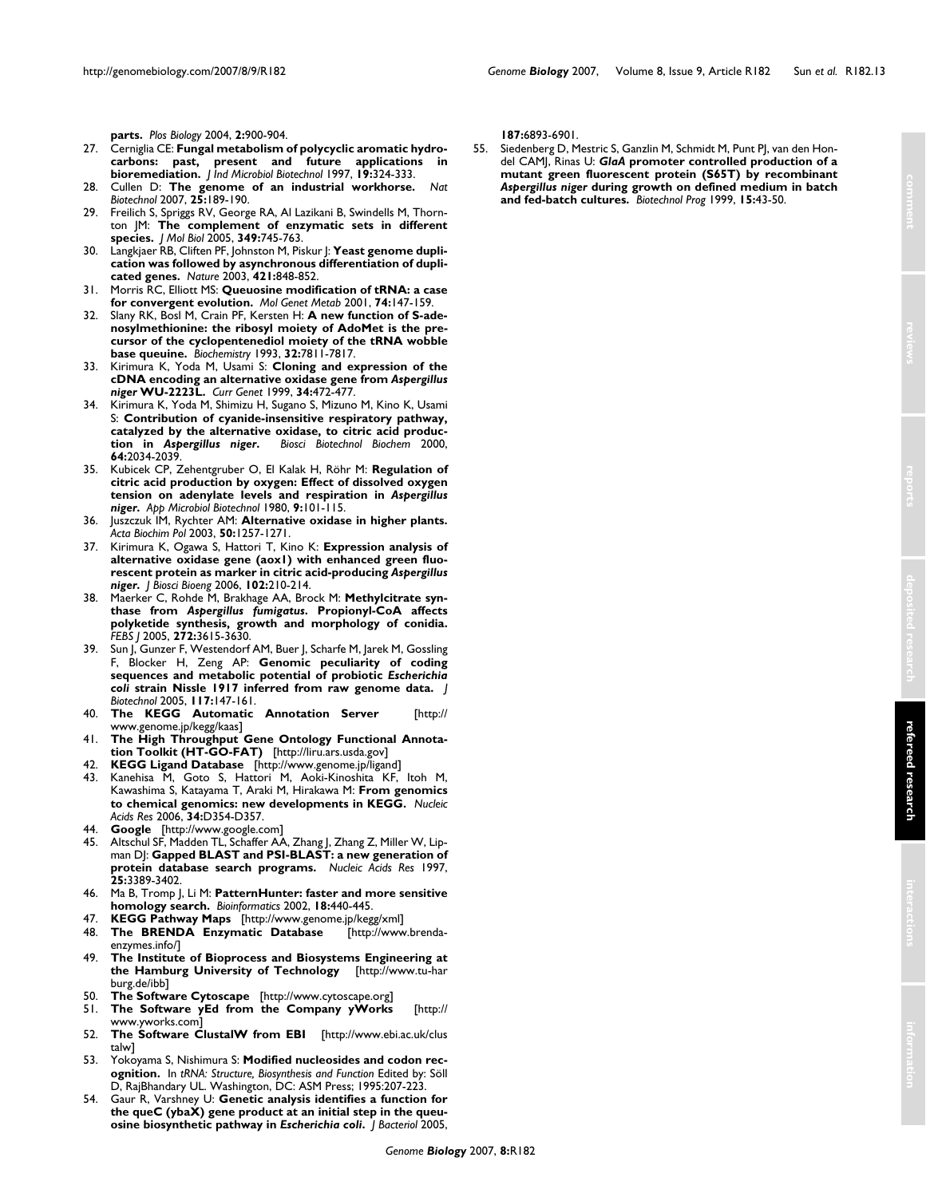parts. *Plos Biology* 2004, **2:**900-904.

27. Cerniglia CE: **Fungal metabolism of polycyclic aromatic hydrocarbons: past, present and future applications in bioremediation.** *J Ind Microbiol Biotechnol* 1997, **19:**324-333.
28. Cullen D: **The genome of an industrial workhorse.** *Nat Biotechnol* 2007, **25:**189-190.
29. Freilich S, Spriggs RV, George RA, Al Lazikani B, Swindells M, Thornton JM: **The complement of enzymatic sets in different species.** *J Mol Biol* 2005, **349:**745-763.
30. Langkjaer RB, Cliften PF, Johnston M, Piskur J: **Yeast genome duplication was followed by asynchronous differentiation of duplicated genes.** *Nature* 2003, **421:**848-852.
31. Morris RC, Elliott MS: **Queuosine modification of tRNA: a case for convergent evolution.** *Mol Genet Metab* 2001, **74:**147-159.
32. Slany RK, Bosl M, Crain PF, Kersten H: **A new function of S-adenosylmethionine: the ribosyl moiety of AdoMet is the precursor of the cyclopentenediol moiety of the tRNA wobble base queuine.** *Biochemistry* 1993, **32:**7811-7817.
33. Kirimura K, Yoda M, Usami S: **Cloning and expression of the cDNA encoding an alternative oxidase gene from *Aspergillus niger* WU-2223L.** *Curr Genet* 1999, **34:**472-477.
34. Kirimura K, Yoda M, Shimizu H, Sugano S, Mizuno M, Kino K, Usami S: **Contribution of cyanide-insensitive respiratory pathway, catalyzed by the alternative oxidase, to citric acid production in *Aspergillus niger*.** *Biosci Biotechnol Biochem* 2000, **64:**2034-2039.
35. Kubicek CP, Zehentgruber O, El Kalak H, Röhr M: **Regulation of citric acid production by oxygen: Effect of dissolved oxygen tension on adenylate levels and respiration in *Aspergillus niger*.** *App Microbiol Biotechnol* 1980, **9:**101-115.
36. Juszczuk IM, Rychter AM: **Alternative oxidase in higher plants.** *Acta Biochim Pol* 2003, **50:**1257-1271.
37. Kirimura K, Ogawa S, Hattori T, Kino K: **Expression analysis of alternative oxidase gene (aox1) with enhanced green fluorescent protein as marker in citric acid-producing *Aspergillus niger*.** *J Biosci Bioeng* 2006, **102:**210-214.
38. Maerker C, Rohde M, Brakhage AA, Brock M: **Methylcitrate synthase from *Aspergillus fumigatus*. Propionyl-CoA affects polyketide synthesis, growth and morphology of conidia.** *FEBS J* 2005, **272:**3615-3630.
39. Sun J, Gunzer F, Westendorf AM, Buer J, Scharfe M, Jarek M, Gossling F, Blocker H, Zeng AP: **Genomic peculiarity of coding sequences and metabolic potential of probiotic *Escherichia coli* strain Nissle 1917 inferred from raw genome data.** *J Biotechnol* 2005, **117:**147-161.
40. **The KEGG Automatic Annotation Server** [http://www.genome.jp/kegg/kaas]
41. **The High Throughput Gene Ontology Functional Annotation Toolkit (HT-GO-FAT)** [http://liru.ars.usda.gov]
42. **KEGG Ligand Database** [http://www.genome.jp/ligand]
43. Kanehisa M, Goto S, Hattori M, Aoki-Kinoshita KF, Itoh M, Kawashima S, Katayama T, Araki M, Hirakawa M: **From genomics to chemical genomics: new developments in KEGG.** *Nucleic Acids Res* 2006, **34:**D354-D357.
44. **Google** [http://www.google.com]
45. Altschul SF, Madden TL, Schaffer AA, Zhang J, Zhang Z, Miller W, Lipman DJ: **Gapped BLAST and PSI-BLAST: a new generation of protein database search programs.** *Nucleic Acids Res* 1997, **25:**3389-3402.
46. Ma B, Tromp J, Li M: **PatternHunter: faster and more sensitive homology search.** *Bioinformatics* 2002, **18:**440-445.
47. **KEGG Pathway Maps** [http://www.genome.jp/kegg/xml]
48. **The BRENDA Enzymatic Database** [http://www.brenda-enzymes.info/]
49. **The Institute of Bioprocess and Biosystems Engineering at the Hamburg University of Technology** [http://www.tu-harburg.de/ibb]
50. **The Software Cytoscape** [http://www.cytoscape.org]
51. **The Software yEd from the Company yWorks** [http://www.yworks.com]
52. **The Software ClustalW from EBI** [http://www.ebi.ac.uk/clustalw]
53. Yokoyama S, Nishimura S: **Modified nucleosides and codon recognition.** In *tRNA: Structure, Biosynthesis and Function* Edited by: Söll D, RajBhandary UL. Washington, DC: ASM Press; 1995:207-223.
54. Gaur R, Varshney U: **Genetic analysis identifies a function for the queC (ybaX) gene product at an initial step in the queuosine biosynthetic pathway in *Escherichia coli*.** *J Bacteriol* 2005, **187:**6893-6901.
55. Siedenberg D, Mestric S, Ganzlin M, Schmidt M, Punt PJ, van den Hondel CAMJ, Rinas U: ***GlaA* promoter controlled production of a mutant green fluorescent protein (S65T) by recombinant *Aspergillus niger* during growth on defined medium in batch and fed-batch cultures.** *Biotechnol Prog* 1999, **15:**43-50.